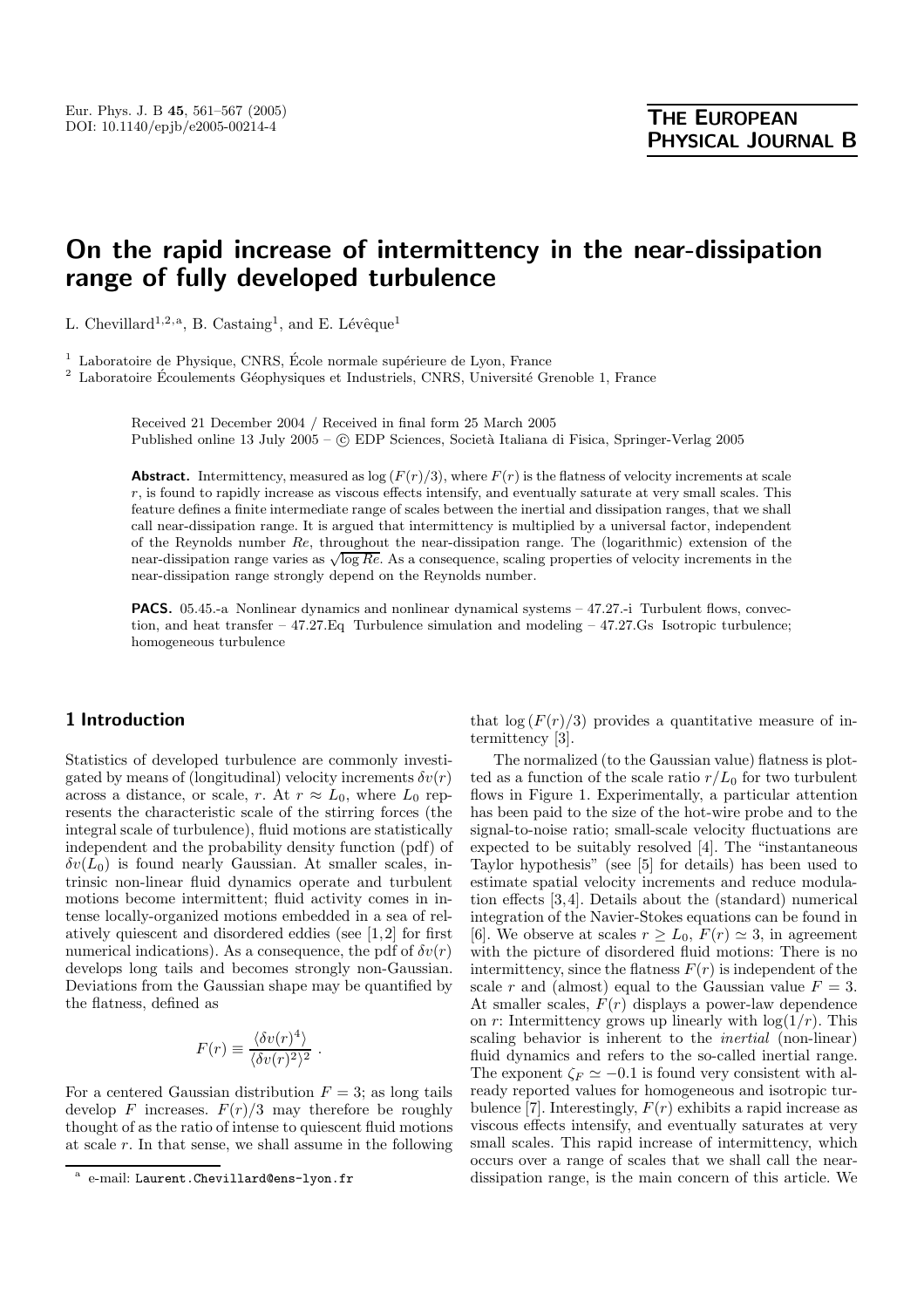# On the rapid increase of intermittency in the near-dissipation range of fully developed turbulence

L. Chevillard[1,2,a], B. Castaing[1], and E. Lévêque[1]

[1] Laboratoire de Physique, CNRS, École normale supérieure de Lyon, France

[2] Laboratoire Écoulements Géophysiques et Industriels, CNRS, Université Grenoble 1, France

Received 21 December 2004 / Received in final form 25 March 2005
Published online 13 July 2005 – © EDP Sciences, Società Italiana di Fisica, Springer-Verlag 2005

**Abstract.** Intermittency, measured as $\log(F(r)/3)$, where $F(r)$ is the flatness of velocity increments at scale $r$, is found to rapidly increase as viscous effects intensify, and eventually saturate at very small scales. This feature defines a finite intermediate range of scales between the inertial and dissipation ranges, that we shall call near-dissipation range. It is argued that intermittency is multiplied by a universal factor, independent of the Reynolds number $Re$, throughout the near-dissipation range. The (logarithmic) extension of the near-dissipation range varies as $\sqrt{\log Re}$. As a consequence, scaling properties of velocity increments in the near-dissipation range strongly depend on the Reynolds number.

**PACS.** 05.45.-a Nonlinear dynamics and nonlinear dynamical systems – 47.27.-i Turbulent flows, convection, and heat transfer – 47.27.Eq Turbulence simulation and modeling – 47.27.Gs Isotropic turbulence; homogeneous turbulence

## 1 Introduction

Statistics of developed turbulence are commonly investigated by means of (longitudinal) velocity increments $\delta v(r)$ across a distance, or scale, $r$. At $r \approx L_0$, where $L_0$ represents the characteristic scale of the stirring forces (the integral scale of turbulence), fluid motions are statistically independent and the probability density function (pdf) of $\delta v(L_0)$ is found nearly Gaussian. At smaller scales, intrinsic non-linear fluid dynamics operate and turbulent motions become intermittent; fluid activity comes in intense locally-organized motions embedded in a sea of relatively quiescent and disordered eddies (see [1,2] for first numerical indications). As a consequence, the pdf of $\delta v(r)$ develops long tails and becomes strongly non-Gaussian. Deviations from the Gaussian shape may be quantified by the flatness, defined as

$$F(r) \equiv \frac{\langle \delta v(r)^4 \rangle}{\langle \delta v(r)^2 \rangle^2} .$$

For a centered Gaussian distribution $F = 3$; as long tails develop $F$ increases. $F(r)/3$ may therefore be roughly thought of as the ratio of intense to quiescent fluid motions at scale $r$. In that sense, we shall assume in the following that $\log(F(r)/3)$ provides a quantitative measure of intermittency [3].

The normalized (to the Gaussian value) flatness is plotted as a function of the scale ratio $r/L_0$ for two turbulent flows in Figure 1. Experimentally, a particular attention has been paid to the size of the hot-wire probe and to the signal-to-noise ratio; small-scale velocity fluctuations are expected to be suitably resolved [4]. The "instantaneous Taylor hypothesis" (see [5] for details) has been used to estimate spatial velocity increments and reduce modulation effects [3,4]. Details about the (standard) numerical integration of the Navier-Stokes equations can be found in [6]. We observe at scales $r \geq L_0$, $F(r) \simeq 3$, in agreement with the picture of disordered fluid motions: There is no intermittency, since the flatness $F(r)$ is independent of the scale $r$ and (almost) equal to the Gaussian value $F = 3$. At smaller scales, $F(r)$ displays a power-law dependence on $r$: Intermittency grows up linearly with $\log(1/r)$. This scaling behavior is inherent to the *inertial* (non-linear) fluid dynamics and refers to the so-called inertial range. The exponent $\zeta_F \simeq -0.1$ is found very consistent with already reported values for homogeneous and isotropic turbulence [7]. Interestingly, $F(r)$ exhibits a rapid increase as viscous effects intensify, and eventually saturates at very small scales. This rapid increase of intermittency, which occurs over a range of scales that we shall call the near-dissipation range, is the main concern of this article. We

[a] e-mail: Laurent.Chevillard@ens-lyon.fr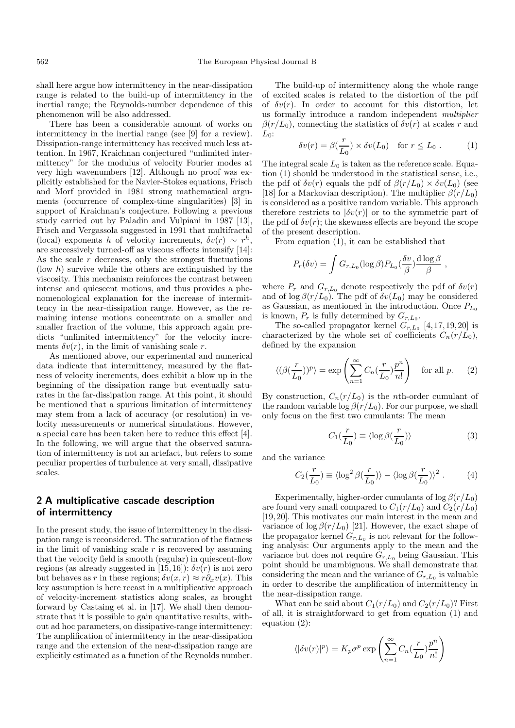shall here argue how intermittency in the near-dissipation range is related to the build-up of intermittency in the inertial range; the Reynolds-number dependence of this phenomenon will be also addressed.

There has been a considerable amount of works on intermittency in the inertial range (see [9] for a review). Dissipation-range intermittency has received much less attention. In 1967, Kraichnan conjectured "unlimited intermittency" for the modulus of velocity Fourier modes at very high wavenumbers [12]. Although no proof was explicitly established for the Navier-Stokes equations, Frisch and Morf provided in 1981 strong mathematical arguments (occurrence of complex-time singularities) [3] in support of Kraichnan's conjecture. Following a previous study carried out by Paladin and Vulpiani in 1987 [13], Frisch and Vergassola suggested in 1991 that multifractal (local) exponents $h$ of velocity increments, $\delta v(r) \sim r^h$, are successively turned-off as viscous effects intensify [14]: As the scale $r$ decreases, only the strongest fluctuations (low $h$) survive while the others are extinguished by the viscosity. This mechanism reinforces the contrast between intense and quiescent motions, and thus provides a phenomenological explanation for the increase of intermittency in the near-dissipation range. However, as the remaining intense motions concentrate on a smaller and smaller fraction of the volume, this approach again predicts "unlimited intermittency" for the velocity increments $\delta v(r)$, in the limit of vanishing scale $r$.

As mentioned above, our experimental and numerical data indicate that intermittency, measured by the flatness of velocity increments, does exhibit a blow up in the beginning of the dissipation range but eventually saturates in the far-dissipation range. At this point, it should be mentioned that a spurious limitation of intermittency may stem from a lack of accuracy (or resolution) in velocity measurements or numerical simulations. However, a special care has been taken here to reduce this effect [4]. In the following, we will argue that the observed saturation of intermittency is not an artefact, but refers to some peculiar properties of turbulence at very small, dissipative scales.

## 2 A multiplicative cascade description of intermittency

In the present study, the issue of intermittency in the dissipation range is reconsidered. The saturation of the flatness in the limit of vanishing scale $r$ is recovered by assuming that the velocity field is smooth (regular) in quiescent-flow regions (as already suggested in [15,16]): $\delta v(r)$ is not zero but behaves as $r$ in these regions; $\delta v(x, r) \approx r\partial_x v(x)$. This key assumption is here recast in a multiplicative approach of velocity-increment statistics along scales, as brought forward by Castaing et al. in [17]. We shall then demonstrate that it is possible to gain quantitative results, without ad hoc parameters, on dissipative-range intermittency: The amplification of intermittency in the near-dissipation range and the extension of the near-dissipation range are explicitly estimated as a function of the Reynolds number.

The build-up of intermittency along the whole range of excited scales is related to the distortion of the pdf of $\delta v(r)$. In order to account for this distortion, let us formally introduce a random independent *multiplier* $\beta(r/L_0)$, connecting the statistics of $\delta v(r)$ at scales $r$ and $L_0$:

$$\delta v(r) = \beta(\frac{r}{L_0}) \times \delta v(L_0) \quad \text{for } r \leq L_0 \ . \tag{1}$$

The integral scale $L_0$ is taken as the reference scale. Equation (1) should be understood in the statistical sense, i.e., the pdf of $\delta v(r)$ equals the pdf of $\beta(r/L_0) \times \delta v(L_0)$ (see [18] for a Markovian description). The multiplier $\beta(r/L_0)$ is considered as a positive random variable. This approach therefore restricts to $|\delta v(r)|$ or to the symmetric part of the pdf of $\delta v(r)$; the skewness effects are beyond the scope of the present description.

From equation (1), it can be established that

$$P_r(\delta v) = \int G_{r,L_0}(\log\beta) P_{L_0}(\frac{\delta v}{\beta}) \frac{\mathrm{d}\log\beta}{\beta} \ ,$$

where $P_r$ and $G_{r,L_0}$ denote respectively the pdf of $\delta v(r)$ and of $\log\beta(r/L_0)$. The pdf of $\delta v(L_0)$ may be considered as Gaussian, as mentioned in the introduction. Once $P_{L_0}$ is known, $P_r$ is fully determined by $G_{r,L_0}$.

The so-called propagator kernel $G_{r,L_0}$ [4,17,19,20] is characterized by the whole set of coefficients $C_n(r/L_0)$, defined by the expansion

$$\langle(\beta(\frac{r}{L_0}))^p\rangle = \exp\left(\sum_{n=1}^{\infty} C_n(\frac{r}{L_0})\frac{p^n}{n!}\right) \quad \text{for all } p. \tag{2}$$

By construction, $C_n(r/L_0)$ is the $n$th-order cumulant of the random variable $\log\beta(r/L_0)$. For our purpose, we shall only focus on the first two cumulants: The mean

$$C_1(\frac{r}{L_0}) \equiv \langle\log\beta(\frac{r}{L_0})\rangle \tag{3}$$

and the variance

$$C_2(\frac{r}{L_0}) \equiv \langle\log^2\beta(\frac{r}{L_0})\rangle - \langle\log\beta(\frac{r}{L_0})\rangle^2 \ . \tag{4}$$

Experimentally, higher-order cumulants of $\log\beta(r/L_0)$ are found very small compared to $C_1(r/L_0)$ and $C_2(r/L_0)$ [19,20]. This motivates our main interest in the mean and variance of $\log\beta(r/L_0)$ [21]. However, the exact shape of the propagator kernel $G_{r,L_0}$ is not relevant for the following analysis: Our arguments apply to the mean and the variance but does not require $G_{r,L_0}$ being Gaussian. This point should be unambiguous. We shall demonstrate that considering the mean and the variance of $G_{r,L_0}$ is valuable in order to describe the amplification of intermittency in the near-dissipation range.

What can be said about $C_1(r/L_0)$ and $C_2(r/L_0)$? First of all, it is straightforward to get from equation (1) and equation (2):

$$\langle|\delta v(r)|^p\rangle = K_p\sigma^p \exp\left(\sum_{n=1}^{\infty} C_n(\frac{r}{L_0})\frac{p^n}{n!}\right)$$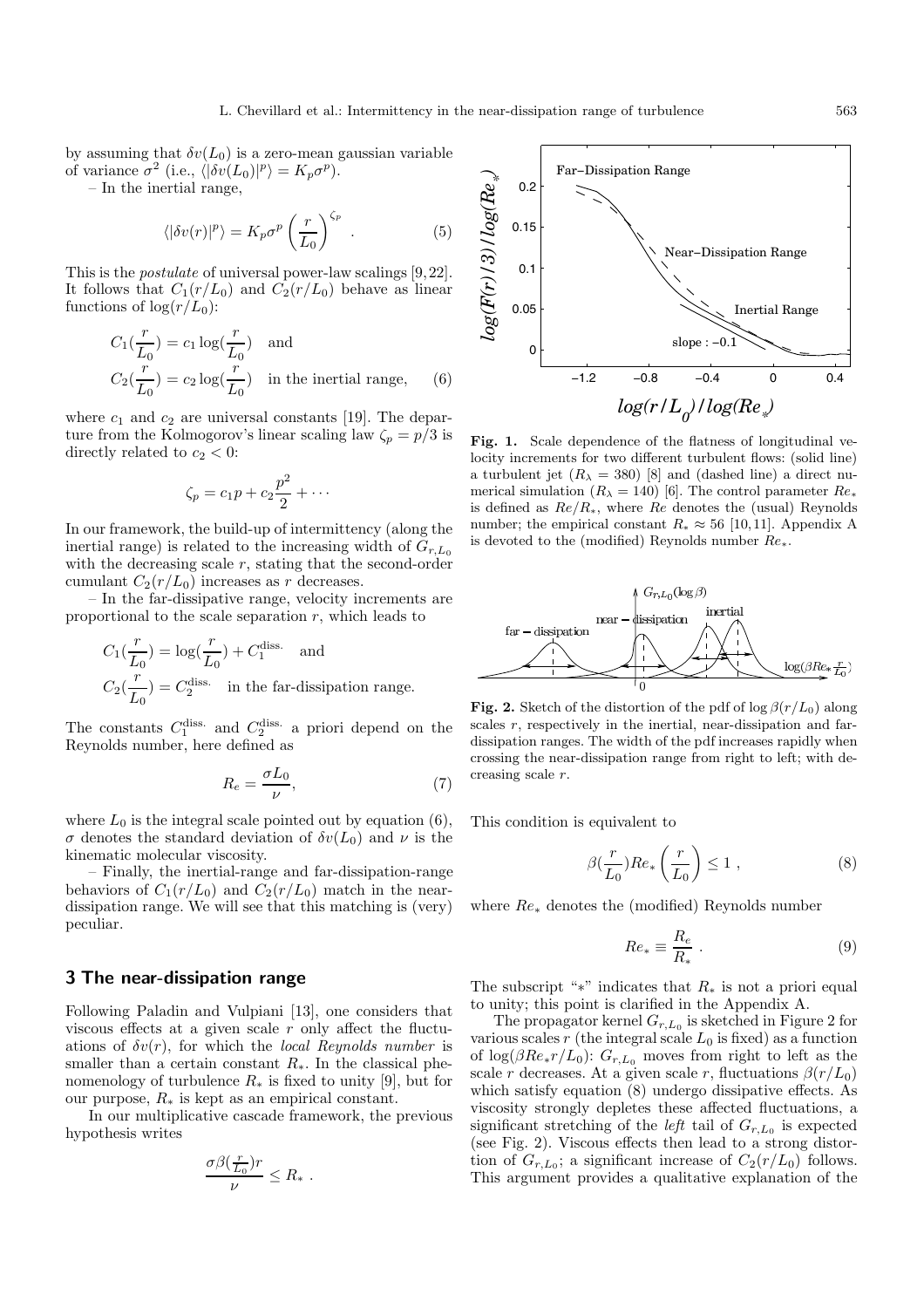by assuming that $\delta v(L_0)$ is a zero-mean gaussian variable of variance $\sigma^2$ (i.e., $\langle|\delta v(L_0)|^p\rangle = K_p\sigma^p$).

– In the inertial range,

$$\langle|\delta v(r)|^p\rangle = K_p\sigma^p\left(\frac{r}{L_0}\right)^{\zeta_p} . \tag{5}$$

This is the *postulate* of universal power-law scalings [9,22]. It follows that $C_1(r/L_0)$ and $C_2(r/L_0)$ behave as linear functions of $\log(r/L_0)$:

$$C_1(\frac{r}{L_0}) = c_1\log(\frac{r}{L_0}) \quad \text{and}$$
$$C_2(\frac{r}{L_0}) = c_2\log(\frac{r}{L_0}) \quad \text{in the inertial range,} \tag{6}$$

where $c_1$ and $c_2$ are universal constants [19]. The departure from the Kolmogorov's linear scaling law $\zeta_p = p/3$ is directly related to $c_2 < 0$:

$$\zeta_p = c_1 p + c_2\frac{p^2}{2} + \cdots$$

In our framework, the build-up of intermittency (along the inertial range) is related to the increasing width of $G_{r,L_0}$ with the decreasing scale $r$, stating that the second-order cumulant $C_2(r/L_0)$ increases as $r$ decreases.

– In the far-dissipative range, velocity increments are proportional to the scale separation $r$, which leads to

$$C_1(\frac{r}{L_0}) = \log(\frac{r}{L_0}) + C_1^{\text{diss.}} \quad \text{and}$$
$$C_2(\frac{r}{L_0}) = C_2^{\text{diss.}} \quad \text{in the far-dissipation range.}$$

The constants $C_1^{\text{diss.}}$ and $C_2^{\text{diss.}}$ a priori depend on the Reynolds number, here defined as

$$R_e = \frac{\sigma L_0}{\nu}, \tag{7}$$

where $L_0$ is the integral scale pointed out by equation (6), $\sigma$ denotes the standard deviation of $\delta v(L_0)$ and $\nu$ is the kinematic molecular viscosity.

– Finally, the inertial-range and far-dissipation-range behaviors of $C_1(r/L_0)$ and $C_2(r/L_0)$ match in the near-dissipation range. We will see that this matching is (very) peculiar.

## 3 The near-dissipation range

Following Paladin and Vulpiani [13], one considers that viscous effects at a given scale $r$ only affect the fluctuations of $\delta v(r)$, for which the *local Reynolds number* is smaller than a certain constant $R_*$. In the classical phenomenology of turbulence $R_*$ is fixed to unity [9], but for our purpose, $R_*$ is kept as an empirical constant.

In our multiplicative cascade framework, the previous hypothesis writes

$$\frac{\sigma\beta(\frac{r}{L_0})r}{\nu} \le R_* .$$

**Fig. 1.** Scale dependence of the flatness of longitudinal velocity increments for two different turbulent flows: (solid line) a turbulent jet ($R_\lambda = 380$) [8] and (dashed line) a direct numerical simulation ($R_\lambda = 140$) [6]. The control parameter $Re_*$ is defined as $Re/R_*$, where $Re$ denotes the (usual) Reynolds number; the empirical constant $R_* \approx 56$ [10,11]. Appendix A is devoted to the (modified) Reynolds number $Re_*$.

**Fig. 2.** Sketch of the distortion of the pdf of $\log\beta(r/L_0)$ along scales $r$, respectively in the inertial, near-dissipation and far-dissipation ranges. The width of the pdf increases rapidly when crossing the near-dissipation range from right to left; with decreasing scale $r$.

This condition is equivalent to

$$\beta(\frac{r}{L_0})Re_*\left(\frac{r}{L_0}\right) \le 1 , \tag{8}$$

where $Re_*$ denotes the (modified) Reynolds number

$$Re_* \equiv \frac{R_e}{R_*} . \tag{9}$$

The subscript "$*$" indicates that $R_*$ is not a priori equal to unity; this point is clarified in the Appendix A.

The propagator kernel $G_{r,L_0}$ is sketched in Figure 2 for various scales $r$ (the integral scale $L_0$ is fixed) as a function of $\log(\beta Re_* r/L_0)$: $G_{r,L_0}$ moves from right to left as the scale $r$ decreases. At a given scale $r$, fluctuations $\beta(r/L_0)$ which satisfy equation (8) undergo dissipative effects. As viscosity strongly depletes these affected fluctuations, a significant stretching of the *left* tail of $G_{r,L_0}$ is expected (see Fig. 2). Viscous effects then lead to a strong distortion of $G_{r,L_0}$; a significant increase of $C_2(r/L_0)$ follows. This argument provides a qualitative explanation of the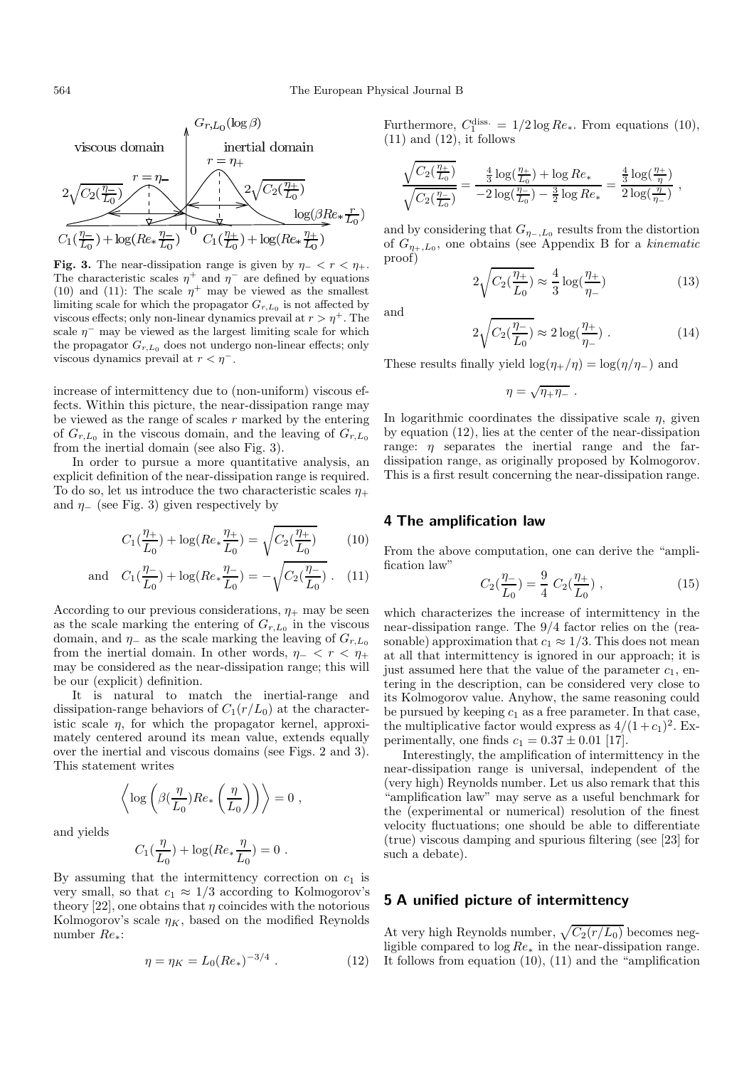**Fig. 3.** The near-dissipation range is given by $\eta_- < r < \eta_+$. The characteristic scales $\eta^+$ and $\eta^-$ are defined by equations (10) and (11): The scale $\eta^+$ may be viewed as the smallest limiting scale for which the propagator $G_{r,L_0}$ is not affected by viscous effects; only non-linear dynamics prevail at $r > \eta^+$. The scale $\eta^-$ may be viewed as the largest limiting scale for which the propagator $G_{r,L_0}$ does not undergo non-linear effects; only viscous dynamics prevail at $r < \eta^-$.

increase of intermittency due to (non-uniform) viscous effects. Within this picture, the near-dissipation range may be viewed as the range of scales $r$ marked by the entering of $G_{r,L_0}$ in the viscous domain, and the leaving of $G_{r,L_0}$ from the inertial domain (see also Fig. 3).

In order to pursue a more quantitative analysis, an explicit definition of the near-dissipation range is required. To do so, let us introduce the two characteristic scales $\eta_+$ and $\eta_-$ (see Fig. 3) given respectively by

$$C_1(\frac{\eta_+}{L_0}) + \log(Re_* \frac{\eta_+}{L_0}) = \sqrt{C_2(\frac{\eta_+}{L_0})} \qquad (10)$$

$$\text{and} \quad C_1(\frac{\eta_-}{L_0}) + \log(Re_* \frac{\eta_-}{L_0}) = -\sqrt{C_2(\frac{\eta_-}{L_0})} \, . \qquad (11)$$

According to our previous considerations, $\eta_+$ may be seen as the scale marking the entering of $G_{r,L_0}$ in the viscous domain, and $\eta_-$ as the scale marking the leaving of $G_{r,L_0}$ from the inertial domain. In other words, $\eta_- < r < \eta_+$ may be considered as the near-dissipation range; this will be our (explicit) definition.

It is natural to match the inertial-range and dissipation-range behaviors of $C_1(r/L_0)$ at the characteristic scale $\eta$, for which the propagator kernel, approximately centered around its mean value, extends equally over the inertial and viscous domains (see Figs. 2 and 3). This statement writes

$$\left\langle \log\left(\beta(\frac{\eta}{L_0}) Re_* \left(\frac{\eta}{L_0}\right)\right) \right\rangle = 0 \, ,$$

and yields

$$C_1(\frac{\eta}{L_0}) + \log(Re_* \frac{\eta}{L_0}) = 0 \, .$$

By assuming that the intermittency correction on $c_1$ is very small, so that $c_1 \approx 1/3$ according to Kolmogorov's theory [22], one obtains that $\eta$ coincides with the notorious Kolmogorov's scale $\eta_K$, based on the modified Reynolds number $Re_*$:

$$\eta = \eta_K = L_0 (Re_*)^{-3/4} \, . \qquad (12)$$

Furthermore, $C_1^{\text{diss.}} = 1/2 \log Re_*$. From equations (10), (11) and (12), it follows

$$\frac{\sqrt{C_2(\frac{\eta_+}{L_0})}}{\sqrt{C_2(\frac{\eta_-}{L_0})}} = \frac{\frac{4}{3}\log(\frac{\eta_+}{L_0}) + \log Re_*}{-2\log(\frac{\eta_-}{L_0}) - \frac{3}{2}\log Re_*} = \frac{\frac{4}{3}\log(\frac{\eta_+}{\eta})}{2\log(\frac{\eta}{\eta_-})} \, ,$$

and by considering that $G_{\eta_-,L_0}$ results from the distortion of $G_{\eta_+,L_0}$, one obtains (see Appendix B for a *kinematic* proof)

$$2\sqrt{C_2(\frac{\eta_+}{L_0})} \approx \frac{4}{3}\log(\frac{\eta_+}{\eta_-}) \qquad (13)$$

and

$$2\sqrt{C_2(\frac{\eta_-}{L_0})} \approx 2\log(\frac{\eta_+}{\eta_-}) \, . \qquad (14)$$

These results finally yield $\log(\eta_+/\eta) = \log(\eta/\eta_-)$ and

$$\eta = \sqrt{\eta_+ \eta_-} \, .$$

In logarithmic coordinates the dissipative scale $\eta$, given by equation (12), lies at the center of the near-dissipation range: $\eta$ separates the inertial range and the far-dissipation range, as originally proposed by Kolmogorov. This is a first result concerning the near-dissipation range.

## 4 The amplification law

From the above computation, one can derive the "amplification law"

$$C_2(\frac{\eta_-}{L_0}) = \frac{9}{4}\, C_2(\frac{\eta_+}{L_0}) \, , \qquad (15)$$

which characterizes the increase of intermittency in the near-dissipation range. The 9/4 factor relies on the (reasonable) approximation that $c_1 \approx 1/3$. This does not mean at all that intermittency is ignored in our approach; it is just assumed here that the value of the parameter $c_1$, entering in the description, can be considered very close to its Kolmogorov value. Anyhow, the same reasoning could be pursued by keeping $c_1$ as a free parameter. In that case, the multiplicative factor would express as $4/(1+c_1)^2$. Experimentally, one finds $c_1 = 0.37 \pm 0.01$ [17].

Interestingly, the amplification of intermittency in the near-dissipation range is universal, independent of the (very high) Reynolds number. Let us also remark that this "amplification law" may serve as a useful benchmark for the (experimental or numerical) resolution of the finest velocity fluctuations; one should be able to differentiate (true) viscous damping and spurious filtering (see [23] for such a debate).

## 5 A unified picture of intermittency

At very high Reynolds number, $\sqrt{C_2(r/L_0)}$ becomes negligible compared to $\log Re_*$ in the near-dissipation range. It follows from equation (10), (11) and the "amplification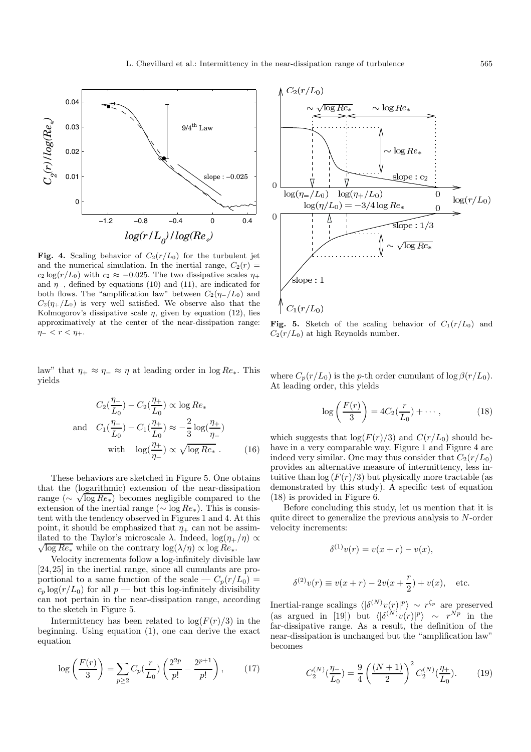**Fig. 4.** Scaling behavior of $C_2(r/L_0)$ for the turbulent jet and the numerical simulation. In the inertial range, $C_2(r) = c_2 \log(r/L_0)$ with $c_2 \approx -0.025$. The two dissipative scales $\eta_+$ and $\eta_-$, defined by equations (10) and (11), are indicated for both flows. The "amplification law" between $C_2(\eta_-/L_0)$ and $C_2(\eta_+/L_0)$ is very well satisfied. We observe also that the Kolmogorov's dissipative scale $\eta$, given by equation (12), lies approximatively at the center of the near-dissipation range: $\eta_- < r < \eta_+$.

**Fig. 5.** Sketch of the scaling behavior of $C_1(r/L_0)$ and $C_2(r/L_0)$ at high Reynolds number.

law" that $\eta_+ \approx \eta_- \approx \eta$ at leading order in $\log Re_*$. This yields

$$
\begin{aligned}
C_2(\frac{\eta_-}{L_0}) - C_2(\frac{\eta_+}{L_0}) &\propto \log Re_* \\
\text{and} \quad C_1(\frac{\eta_-}{L_0}) - C_1(\frac{\eta_+}{L_0}) &\approx -\frac{2}{3}\log(\frac{\eta_+}{\eta_-}) \\
\text{with} \quad \log(\frac{\eta_+}{\eta_-}) &\propto \sqrt{\log Re_*}\,. \qquad (16)
\end{aligned}
$$

These behaviors are sketched in Figure 5. One obtains that the (logarithmic) extension of the near-dissipation range ($\sim \sqrt{\log Re_*}$) becomes negligible compared to the extension of the inertial range ($\sim \log Re_*$). This is consistent with the tendency observed in Figures 1 and 4. At this point, it should be emphasized that $\eta_+$ can not be assimilated to the Taylor's microscale $\lambda$. Indeed, $\log(\eta_+/\eta) \propto \sqrt{\log Re_*}$ while on the contrary $\log(\lambda/\eta) \propto \log Re_*$.

Velocity increments follow a log-infinitely divisible law [24,25] in the inertial range, since all cumulants are proportional to a same function of the scale — $C_p(r/L_0) = c_p \log(r/L_0)$ for all $p$ — but this log-infinitely divisibility can not pertain in the near-dissipation range, according to the sketch in Figure 5.

Intermittency has been related to $\log(F(r)/3)$ in the beginning. Using equation (1), one can derive the exact equation

$$
\log\left(\frac{F(r)}{3}\right) = \sum_{p\geq 2} C_p(\frac{r}{L_0})\left(\frac{2^{2p}}{p!} - \frac{2^{p+1}}{p!}\right), \qquad (17)
$$

where $C_p(r/L_0)$ is the $p$-th order cumulant of $\log \beta(r/L_0)$. At leading order, this yields

$$
\log\left(\frac{F(r)}{3}\right) = 4C_2(\frac{r}{L_0}) + \cdots, \qquad (18)
$$

which suggests that $\log(F(r)/3)$ and $C(r/L_0)$ should behave in a very comparable way. Figure 1 and Figure 4 are indeed very similar. One may thus consider that $C_2(r/L_0)$ provides an alternative measure of intermittency, less intuitive than $\log(F(r)/3)$ but physically more tractable (as demonstrated by this study). A specific test of equation (18) is provided in Figure 6.

Before concluding this study, let us mention that it is quite direct to generalize the previous analysis to $N$-order velocity increments:

$$
\delta^{(1)}v(r) = v(x+r) - v(x),
$$

$$
\delta^{(2)}v(r) \equiv v(x+r) - 2v(x+\frac{r}{2}) + v(x), \quad \text{etc.}
$$

Inertial-range scalings $\langle|\delta^{(N)}v(r)|^p\rangle \sim r^{\zeta_p}$ are preserved (as argued in [19]) but $\langle|\delta^{(N)}v(r)|^p\rangle \sim r^{Np}$ in the far-dissipative range. As a result, the definition of the near-dissipation is unchanged but the "amplification law" becomes

$$
C_2^{(N)}(\frac{\eta_-}{L_0}) = \frac{9}{4}\left(\frac{(N+1)}{2}\right)^2 C_2^{(N)}(\frac{\eta_+}{L_0}). \qquad (19)
$$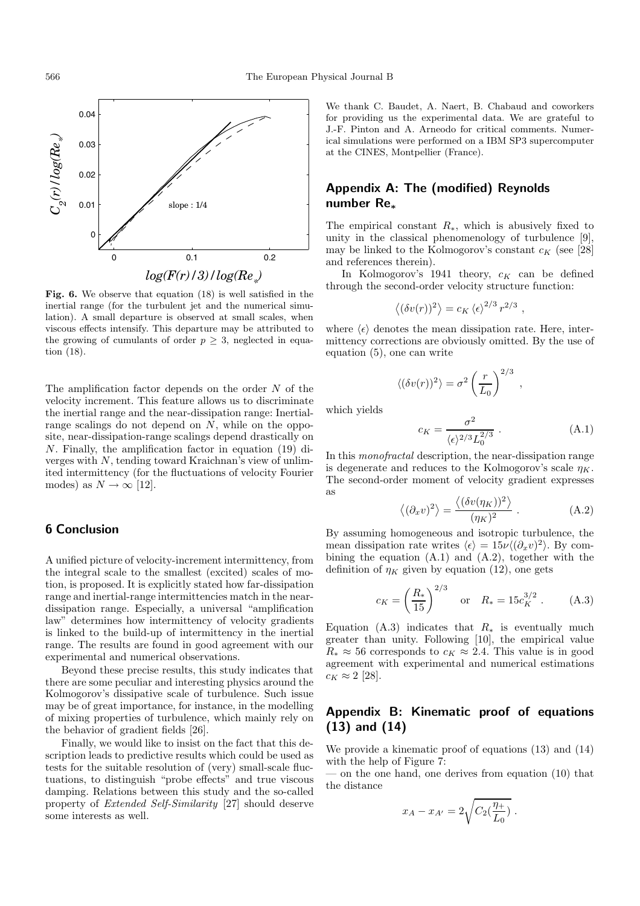**Fig. 6.** We observe that equation (18) is well satisfied in the inertial range (for the turbulent jet and the numerical simulation). A small departure is observed at small scales, when viscous effects intensify. This departure may be attributed to the growing of cumulants of order $p \geq 3$, neglected in equation (18).

The amplification factor depends on the order $N$ of the velocity increment. This feature allows us to discriminate the inertial range and the near-dissipation range: Inertial-range scalings do not depend on $N$, while on the opposite, near-dissipation-range scalings depend drastically on $N$. Finally, the amplification factor in equation (19) diverges with $N$, tending toward Kraichnan's view of unlimited intermittency (for the fluctuations of velocity Fourier modes) as $N \to \infty$ [12].

## 6 Conclusion

A unified picture of velocity-increment intermittency, from the integral scale to the smallest (excited) scales of motion, is proposed. It is explicitly stated how far-dissipation range and inertial-range intermittencies match in the near-dissipation range. Especially, a universal "amplification law" determines how intermittency of velocity gradients is linked to the build-up of intermittency in the inertial range. The results are found in good agreement with our experimental and numerical observations.

Beyond these precise results, this study indicates that there are some peculiar and interesting physics around the Kolmogorov's dissipative scale of turbulence. Such issue may be of great importance, for instance, in the modelling of mixing properties of turbulence, which mainly rely on the behavior of gradient fields [26].

Finally, we would like to insist on the fact that this description leads to predictive results which could be used as tests for the suitable resolution of (very) small-scale fluctuations, to distinguish "probe effects" and true viscous damping. Relations between this study and the so-called property of *Extended Self-Similarity* [27] should deserve some interests as well.

We thank C. Baudet, A. Naert, B. Chabaud and coworkers for providing us the experimental data. We are grateful to J.-F. Pinton and A. Arneodo for critical comments. Numerical simulations were performed on a IBM SP3 supercomputer at the CINES, Montpellier (France).

## Appendix A: The (modified) Reynolds number $Re_*$

The empirical constant $R_*$, which is abusively fixed to unity in the classical phenomenology of turbulence [9], may be linked to the Kolmogorov's constant $c_K$ (see [28] and references therein).

In Kolmogorov's 1941 theory, $c_K$ can be defined through the second-order velocity structure function:

$$\left\langle (\delta v(r))^2 \right\rangle = c_K \left\langle \epsilon \right\rangle^{2/3} r^{2/3} ,$$

where $\langle \epsilon \rangle$ denotes the mean dissipation rate. Here, intermittency corrections are obviously omitted. By the use of equation (5), one can write

$$\langle (\delta v(r))^2 \rangle = \sigma^2 \left( \frac{r}{L_0} \right)^{2/3} ,$$

which yields

$$c_K = \frac{\sigma^2}{\langle \epsilon \rangle^{2/3} L_0^{2/3}} . \tag{A.1}$$

In this *monofractal* description, the near-dissipation range is degenerate and reduces to the Kolmogorov's scale $\eta_K$. The second-order moment of velocity gradient expresses as

$$\left\langle (\partial_x v)^2 \right\rangle = \frac{\left\langle (\delta v(\eta_K))^2 \right\rangle}{(\eta_K)^2} . \tag{A.2}$$

By assuming homogeneous and isotropic turbulence, the mean dissipation rate writes $\langle \epsilon \rangle = 15\nu \langle (\partial_x v)^2 \rangle$. By combining the equation (A.1) and (A.2), together with the definition of $\eta_K$ given by equation (12), one gets

$$c_K = \left( \frac{R_*}{15} \right)^{2/3} \quad \text{or} \quad R_* = 15 c_K^{3/2} . \tag{A.3}$$

Equation (A.3) indicates that $R_*$ is eventually much greater than unity. Following [10], the empirical value $R_* \approx 56$ corresponds to $c_K \approx 2.4$. This value is in good agreement with experimental and numerical estimations $c_K \approx 2$ [28].

## Appendix B: Kinematic proof of equations (13) and (14)

We provide a kinematic proof of equations (13) and (14) with the help of Figure 7:

— on the one hand, one derives from equation (10) that the distance

$$x_A - x_{A'} = 2\sqrt{C_2(\frac{\eta_+}{L_0})} .$$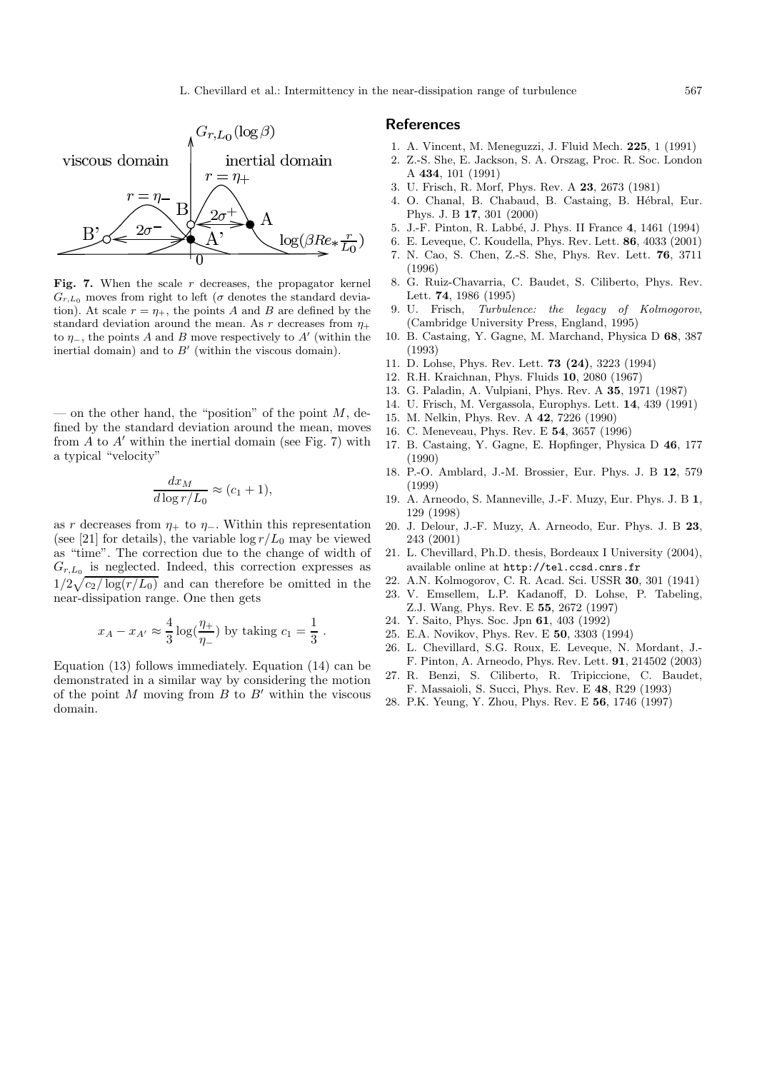$G_{r,L_0}(\log\beta)$

viscous domain

inertial domain

$r = \eta_+$

$r = \eta_-$

B

$2\sigma^+$

A

B'

$2\sigma^-$

A'

$\log(\beta Re_* \frac{r}{L_0})$

0

**Fig. 7.** When the scale $r$ decreases, the propagator kernel $G_{r,L_0}$ moves from right to left ($\sigma$ denotes the standard deviation). At scale $r = \eta_+$, the points $A$ and $B$ are defined by the standard deviation around the mean. As $r$ decreases from $\eta_+$ to $\eta_-$, the points $A$ and $B$ move respectively to $A'$ (within the inertial domain) and to $B'$ (within the viscous domain).

— on the other hand, the "position" of the point $M$, defined by the standard deviation around the mean, moves from $A$ to $A'$ within the inertial domain (see Fig. 7) with a typical "velocity"

$$\frac{dx_M}{d\log r/L_0} \approx (c_1 + 1),$$

as $r$ decreases from $\eta_+$ to $\eta_-$. Within this representation (see [21] for details), the variable $\log r/L_0$ may be viewed as "time". The correction due to the change of width of $G_{r,L_0}$ is neglected. Indeed, this correction expresses as $1/2\sqrt{c_2/\log(r/L_0)}$ and can therefore be omitted in the near-dissipation range. One then gets

$$x_A - x_{A'} \approx \frac{4}{3}\log\left(\frac{\eta_+}{\eta_-}\right) \text{ by taking } c_1 = \frac{1}{3}\ .$$

Equation (13) follows immediately. Equation (14) can be demonstrated in a similar way by considering the motion of the point $M$ moving from $B$ to $B'$ within the viscous domain.

## References

1. A. Vincent, M. Meneguzzi, J. Fluid Mech. **225**, 1 (1991)
2. Z.-S. She, E. Jackson, S. A. Orszag, Proc. R. Soc. London A **434**, 101 (1991)
3. U. Frisch, R. Morf, Phys. Rev. A **23**, 2673 (1981)
4. O. Chanal, B. Chabaud, B. Castaing, B. Hébral, Eur. Phys. J. B **17**, 301 (2000)
5. J.-F. Pinton, R. Labbé, J. Phys. II France **4**, 1461 (1994)
6. E. Leveque, C. Koudella, Phys. Rev. Lett. **86**, 4033 (2001)
7. N. Cao, S. Chen, Z.-S. She, Phys. Rev. Lett. **76**, 3711 (1996)
8. G. Ruiz-Chavarria, C. Baudet, S. Ciliberto, Phys. Rev. Lett. **74**, 1986 (1995)
9. U. Frisch, *Turbulence: the legacy of Kolmogorov*, (Cambridge University Press, England, 1995)
10. B. Castaing, Y. Gagne, M. Marchand, Physica D **68**, 387 (1993)
11. D. Lohse, Phys. Rev. Lett. **73 (24)**, 3223 (1994)
12. R.H. Kraichnan, Phys. Fluids **10**, 2080 (1967)
13. G. Paladin, A. Vulpiani, Phys. Rev. A **35**, 1971 (1987)
14. U. Frisch, M. Vergassola, Europhys. Lett. **14**, 439 (1991)
15. M. Nelkin, Phys. Rev. A **42**, 7226 (1990)
16. C. Meneveau, Phys. Rev. E **54**, 3657 (1996)
17. B. Castaing, Y. Gagne, E. Hopfinger, Physica D **46**, 177 (1990)
18. P.-O. Amblard, J.-M. Brossier, Eur. Phys. J. B **12**, 579 (1999)
19. A. Arneodo, S. Manneville, J.-F. Muzy, Eur. Phys. J. B **1**, 129 (1998)
20. J. Delour, J.-F. Muzy, A. Arneodo, Eur. Phys. J. B **23**, 243 (2001)
21. L. Chevillard, Ph.D. thesis, Bordeaux I University (2004), available online at `http://tel.ccsd.cnrs.fr`
22. A.N. Kolmogorov, C. R. Acad. Sci. USSR **30**, 301 (1941)
23. V. Emsellem, L.P. Kadanoff, D. Lohse, P. Tabeling, Z.J. Wang, Phys. Rev. E **55**, 2672 (1997)
24. Y. Saito, Phys. Soc. Jpn **61**, 403 (1992)
25. E.A. Novikov, Phys. Rev. E **50**, 3303 (1994)
26. L. Chevillard, S.G. Roux, E. Leveque, N. Mordant, J.-F. Pinton, A. Arneodo, Phys. Rev. Lett. **91**, 214502 (2003)
27. R. Benzi, S. Ciliberto, R. Tripiccione, C. Baudet, F. Massaioli, S. Succi, Phys. Rev. E **48**, R29 (1993)
28. P.K. Yeung, Y. Zhou, Phys. Rev. E **56**, 1746 (1997)